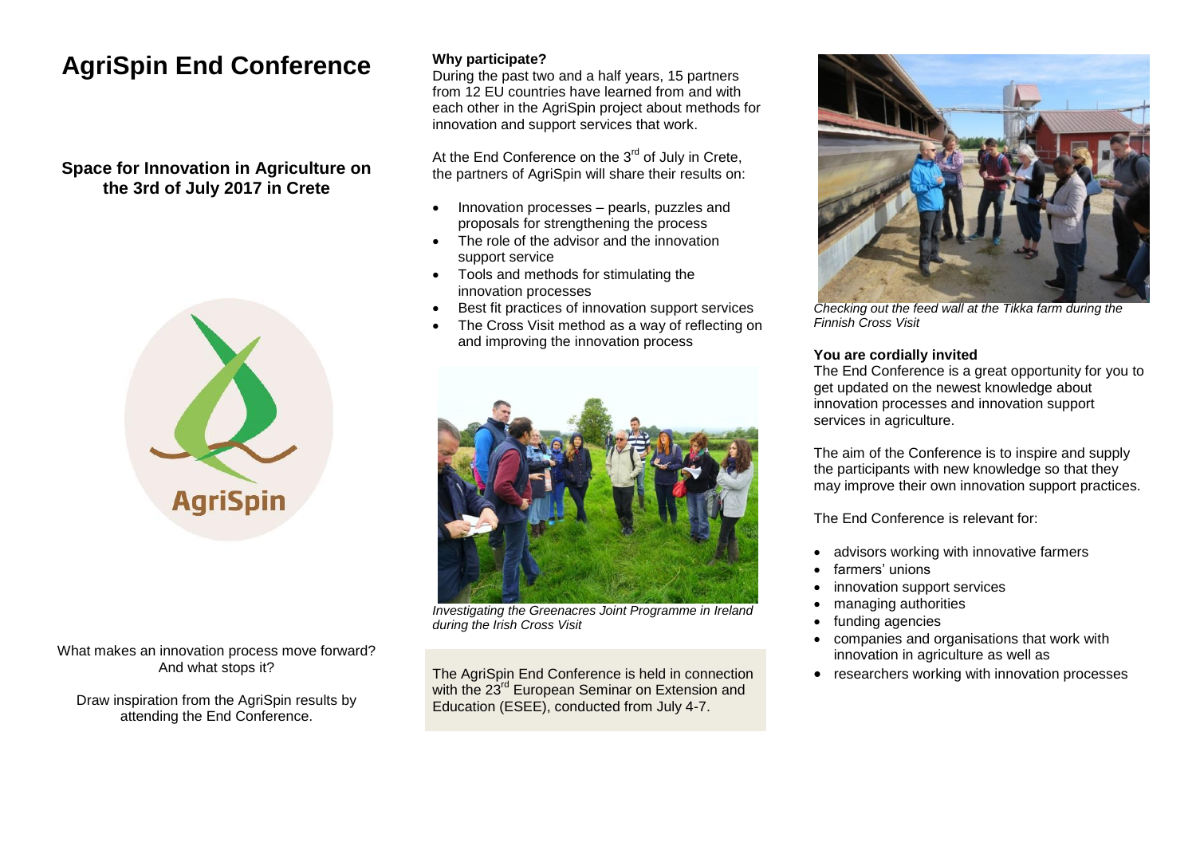# AgriSpin End Conference

## Space for Innovation in Agriculture on the 3rd of July 2017 in Crete

What makes an innovation process move forward? And what stops it?

Draw inspiration from the AgriSpin results by attending the End Conference.

**Why participate?**

During the past two and a half years, 15 partners from 12 EU countries have learned from and with each other in the AgriSpin project about methods for innovation and support services that work.

At the End Conference on the 3rd of July in Crete, the partners of AgriSpin will share their results on:

- Innovation processes – pearls, puzzles and proposals for strengthening the process
- The role of the advisor and the innovation support service
- Tools and methods for stimulating the innovation processes
- Best fit practices of innovation support services
- The Cross Visit method as a way of reflecting on and improving the innovation process

*Investigating the Greenacres Joint Programme in Ireland during the Irish Cross Visit*

The AgriSpin End Conference is held in connection with the 23rd European Seminar on Extension and Education (ESEE), conducted from July 4-7.

*Checking out the feed wall at the Tikka farm during the Finnish Cross Visit*

**You are cordially invited**

The End Conference is a great opportunity for you to get updated on the newest knowledge about innovation processes and innovation support services in agriculture.

The aim of the Conference is to inspire and supply the participants with new knowledge so that they may improve their own innovation support practices.

The End Conference is relevant for:

- advisors working with innovative farmers
- farmers' unions
- innovation support services
- managing authorities
- funding agencies
- companies and organisations that work with innovation in agriculture as well as
- researchers working with innovation processes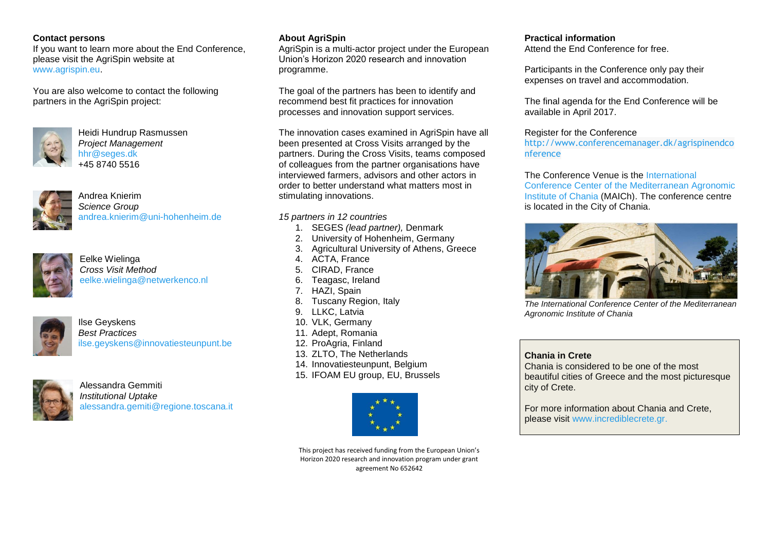**Contact persons**

If you want to learn more about the End Conference, please visit the AgriSpin website at www.agrispin.eu.

You are also welcome to contact the following partners in the AgriSpin project:

Heidi Hundrup Rasmussen
*Project Management*
hhr@seges.dk
+45 8740 5516

Andrea Knierim
*Science Group*
andrea.knierim@uni-hohenheim.de

Eelke Wielinga
*Cross Visit Method*
eelke.wielinga@netwerkenco.nl

Ilse Geyskens
*Best Practices*
ilse.geyskens@innovatiesteunpunt.be

Alessandra Gemmiti
*Institutional Uptake*
alessandra.gemiti@regione.toscana.it

**About AgriSpin**

AgriSpin is a multi-actor project under the European Union's Horizon 2020 research and innovation programme.

The goal of the partners has been to identify and recommend best fit practices for innovation processes and innovation support services.

The innovation cases examined in AgriSpin have all been presented at Cross Visits arranged by the partners. During the Cross Visits, teams composed of colleagues from the partner organisations have interviewed farmers, advisors and other actors in order to better understand what matters most in stimulating innovations.

*15 partners in 12 countries*

1. SEGES *(lead partner),* Denmark
2. University of Hohenheim, Germany
3. Agricultural University of Athens, Greece
4. ACTA, France
5. CIRAD, France
6. Teagasc, Ireland
7. HAZI, Spain
8. Tuscany Region, Italy
9. LLKC, Latvia
10. VLK, Germany
11. Adept, Romania
12. ProAgria, Finland
13. ZLTO, The Netherlands
14. Innovatiesteunpunt, Belgium
15. IFOAM EU group, EU, Brussels

This project has received funding from the European Union's Horizon 2020 research and innovation program under grant agreement No 652642

**Practical information**

Attend the End Conference for free.

Participants in the Conference only pay their expenses on travel and accommodation.

The final agenda for the End Conference will be available in April 2017.

Register for the Conference
http://www.conferencemanager.dk/agrispinendconference

The Conference Venue is the International Conference Center of the Mediterranean Agronomic Institute of Chania (MAICh). The conference centre is located in the City of Chania.

*The International Conference Center of the Mediterranean Agronomic Institute of Chania*

**Chania in Crete**

Chania is considered to be one of the most beautiful cities of Greece and the most picturesque city of Crete.

For more information about Chania and Crete, please visit www.incrediblecrete.gr.